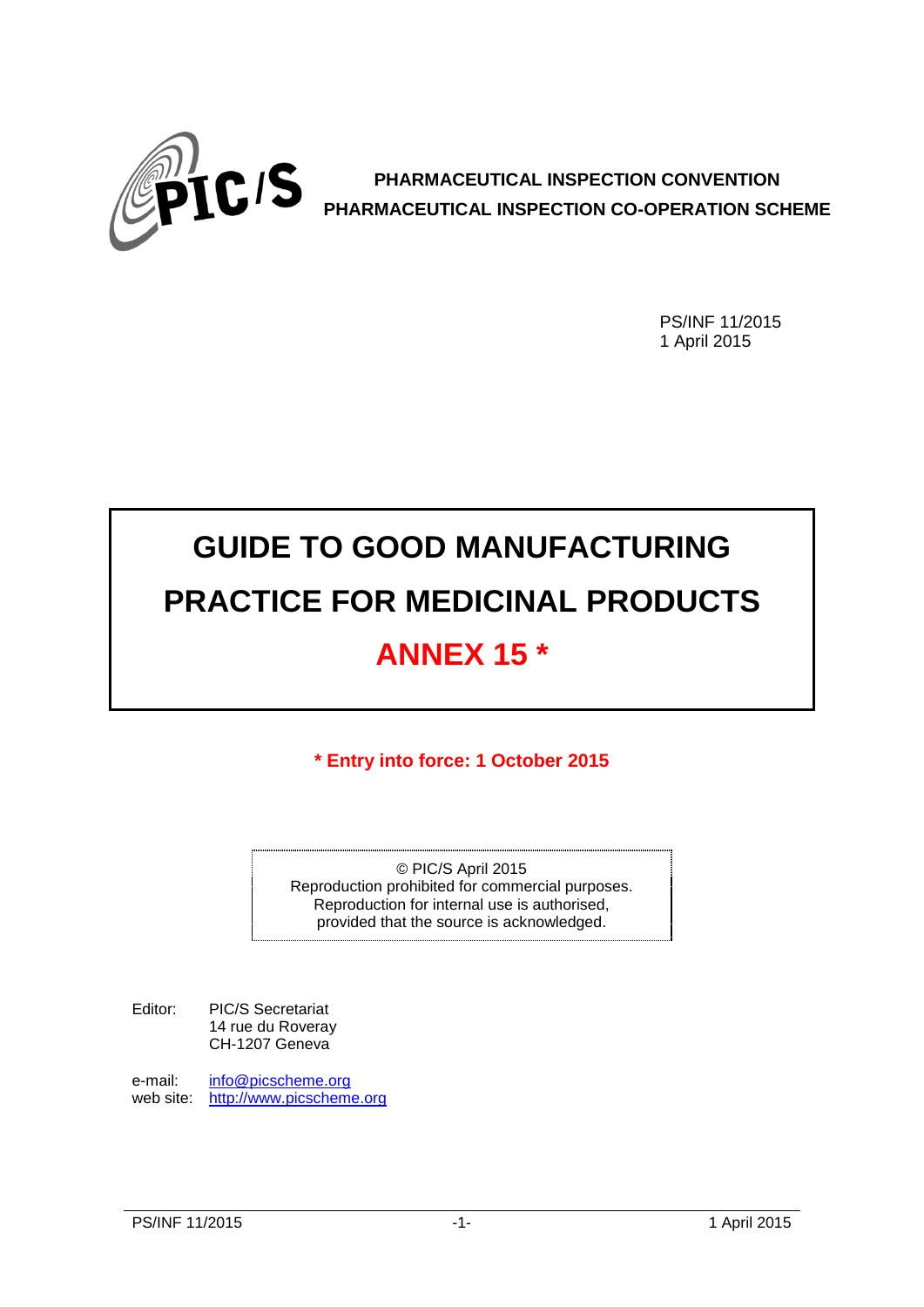**PHARMACEUTICAL INSPECTION CONVENTION**
**PHARMACEUTICAL INSPECTION CO-OPERATION SCHEME**

PS/INF 11/2015
1 April 2015

# GUIDE TO GOOD MANUFACTURING PRACTICE FOR MEDICINAL PRODUCTS

# ANNEX 15 *

**\* Entry into force: 1 October 2015**

© PIC/S April 2015
Reproduction prohibited for commercial purposes.
Reproduction for internal use is authorised,
provided that the source is acknowledged.

Editor: PIC/S Secretariat
14 rue du Roveray
CH-1207 Geneva

e-mail: info@picscheme.org
web site: http://www.picscheme.org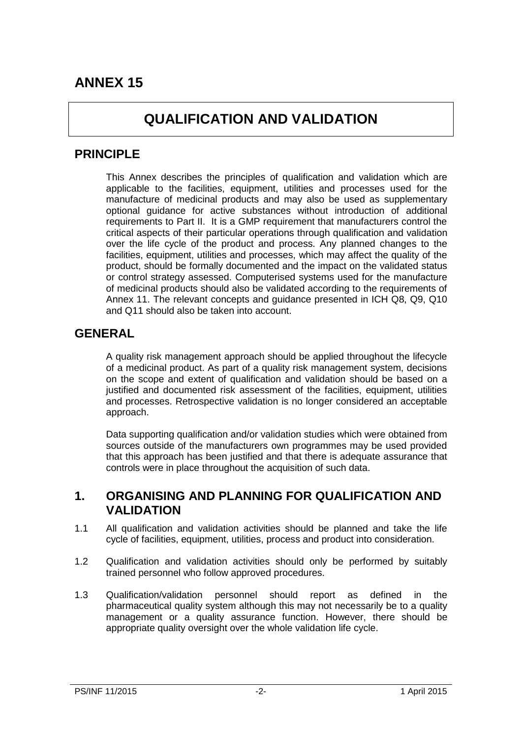# ANNEX 15

## QUALIFICATION AND VALIDATION

## PRINCIPLE

This Annex describes the principles of qualification and validation which are applicable to the facilities, equipment, utilities and processes used for the manufacture of medicinal products and may also be used as supplementary optional guidance for active substances without introduction of additional requirements to Part II. It is a GMP requirement that manufacturers control the critical aspects of their particular operations through qualification and validation over the life cycle of the product and process. Any planned changes to the facilities, equipment, utilities and processes, which may affect the quality of the product, should be formally documented and the impact on the validated status or control strategy assessed. Computerised systems used for the manufacture of medicinal products should also be validated according to the requirements of Annex 11. The relevant concepts and guidance presented in ICH Q8, Q9, Q10 and Q11 should also be taken into account.

## GENERAL

A quality risk management approach should be applied throughout the lifecycle of a medicinal product. As part of a quality risk management system, decisions on the scope and extent of qualification and validation should be based on a justified and documented risk assessment of the facilities, equipment, utilities and processes. Retrospective validation is no longer considered an acceptable approach.

Data supporting qualification and/or validation studies which were obtained from sources outside of the manufacturers own programmes may be used provided that this approach has been justified and that there is adequate assurance that controls were in place throughout the acquisition of such data.

## 1. ORGANISING AND PLANNING FOR QUALIFICATION AND VALIDATION

1.1 All qualification and validation activities should be planned and take the life cycle of facilities, equipment, utilities, process and product into consideration.

1.2 Qualification and validation activities should only be performed by suitably trained personnel who follow approved procedures.

1.3 Qualification/validation personnel should report as defined in the pharmaceutical quality system although this may not necessarily be to a quality management or a quality assurance function. However, there should be appropriate quality oversight over the whole validation life cycle.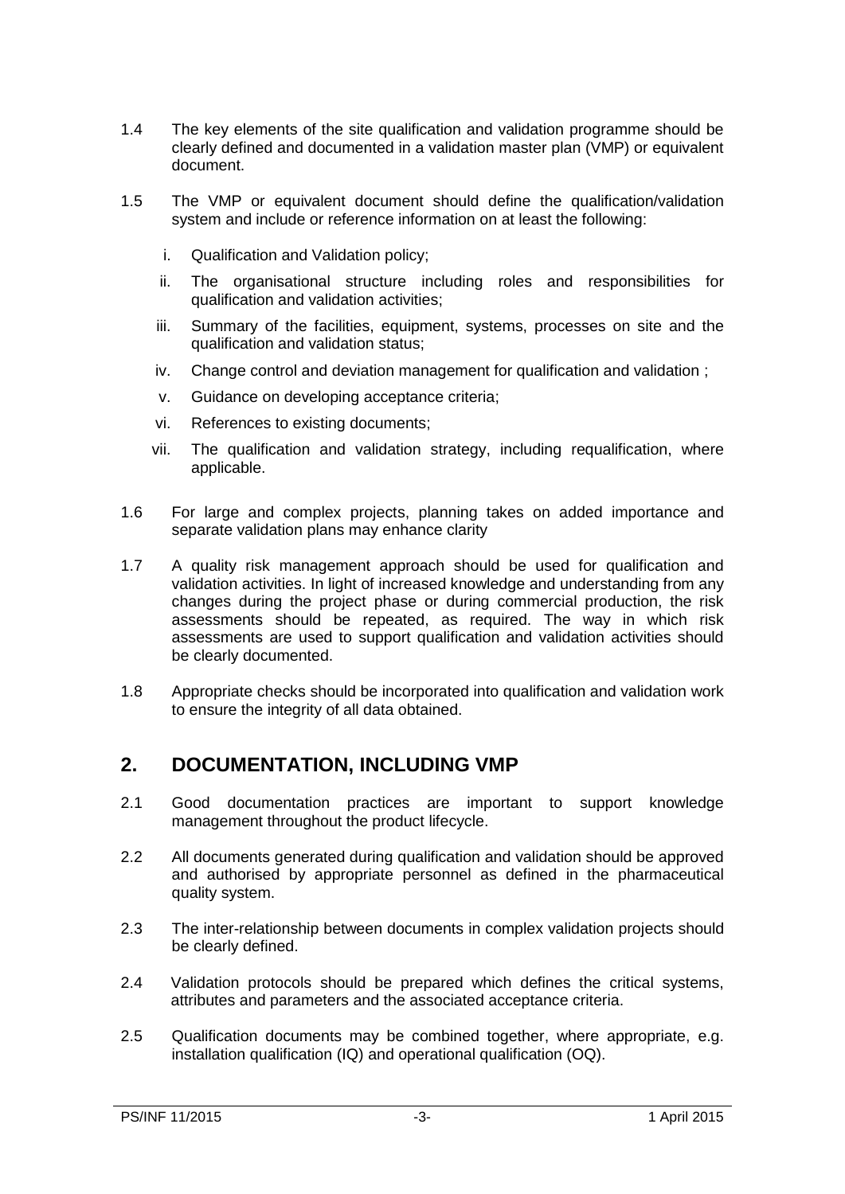1.4 The key elements of the site qualification and validation programme should be clearly defined and documented in a validation master plan (VMP) or equivalent document.

1.5 The VMP or equivalent document should define the qualification/validation system and include or reference information on at least the following:

i. Qualification and Validation policy;

ii. The organisational structure including roles and responsibilities for qualification and validation activities;

iii. Summary of the facilities, equipment, systems, processes on site and the qualification and validation status;

iv. Change control and deviation management for qualification and validation ;

v. Guidance on developing acceptance criteria;

vi. References to existing documents;

vii. The qualification and validation strategy, including requalification, where applicable.

1.6 For large and complex projects, planning takes on added importance and separate validation plans may enhance clarity

1.7 A quality risk management approach should be used for qualification and validation activities. In light of increased knowledge and understanding from any changes during the project phase or during commercial production, the risk assessments should be repeated, as required. The way in which risk assessments are used to support qualification and validation activities should be clearly documented.

1.8 Appropriate checks should be incorporated into qualification and validation work to ensure the integrity of all data obtained.

## 2. DOCUMENTATION, INCLUDING VMP

2.1 Good documentation practices are important to support knowledge management throughout the product lifecycle.

2.2 All documents generated during qualification and validation should be approved and authorised by appropriate personnel as defined in the pharmaceutical quality system.

2.3 The inter-relationship between documents in complex validation projects should be clearly defined.

2.4 Validation protocols should be prepared which defines the critical systems, attributes and parameters and the associated acceptance criteria.

2.5 Qualification documents may be combined together, where appropriate, e.g. installation qualification (IQ) and operational qualification (OQ).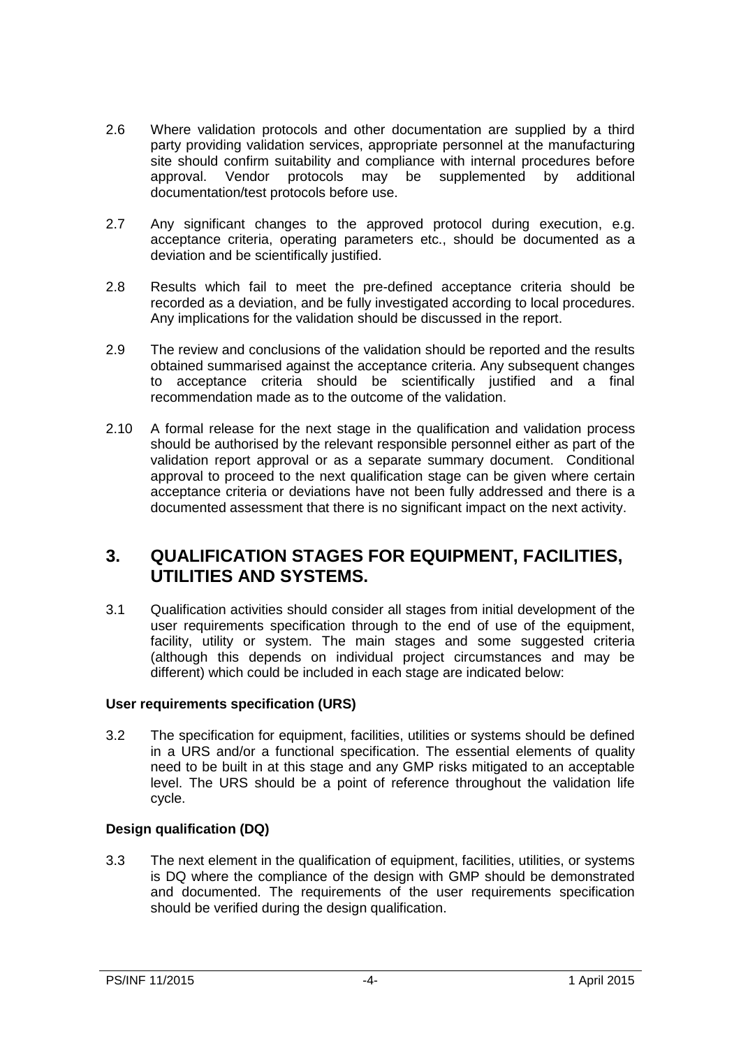2.6 Where validation protocols and other documentation are supplied by a third party providing validation services, appropriate personnel at the manufacturing site should confirm suitability and compliance with internal procedures before approval. Vendor protocols may be supplemented by additional documentation/test protocols before use.

2.7 Any significant changes to the approved protocol during execution, e.g. acceptance criteria, operating parameters etc., should be documented as a deviation and be scientifically justified.

2.8 Results which fail to meet the pre-defined acceptance criteria should be recorded as a deviation, and be fully investigated according to local procedures. Any implications for the validation should be discussed in the report.

2.9 The review and conclusions of the validation should be reported and the results obtained summarised against the acceptance criteria. Any subsequent changes to acceptance criteria should be scientifically justified and a final recommendation made as to the outcome of the validation.

2.10 A formal release for the next stage in the qualification and validation process should be authorised by the relevant responsible personnel either as part of the validation report approval or as a separate summary document. Conditional approval to proceed to the next qualification stage can be given where certain acceptance criteria or deviations have not been fully addressed and there is a documented assessment that there is no significant impact on the next activity.

## 3. QUALIFICATION STAGES FOR EQUIPMENT, FACILITIES, UTILITIES AND SYSTEMS.

3.1 Qualification activities should consider all stages from initial development of the user requirements specification through to the end of use of the equipment, facility, utility or system. The main stages and some suggested criteria (although this depends on individual project circumstances and may be different) which could be included in each stage are indicated below:

**User requirements specification (URS)**

3.2 The specification for equipment, facilities, utilities or systems should be defined in a URS and/or a functional specification. The essential elements of quality need to be built in at this stage and any GMP risks mitigated to an acceptable level. The URS should be a point of reference throughout the validation life cycle.

**Design qualification (DQ)**

3.3 The next element in the qualification of equipment, facilities, utilities, or systems is DQ where the compliance of the design with GMP should be demonstrated and documented. The requirements of the user requirements specification should be verified during the design qualification.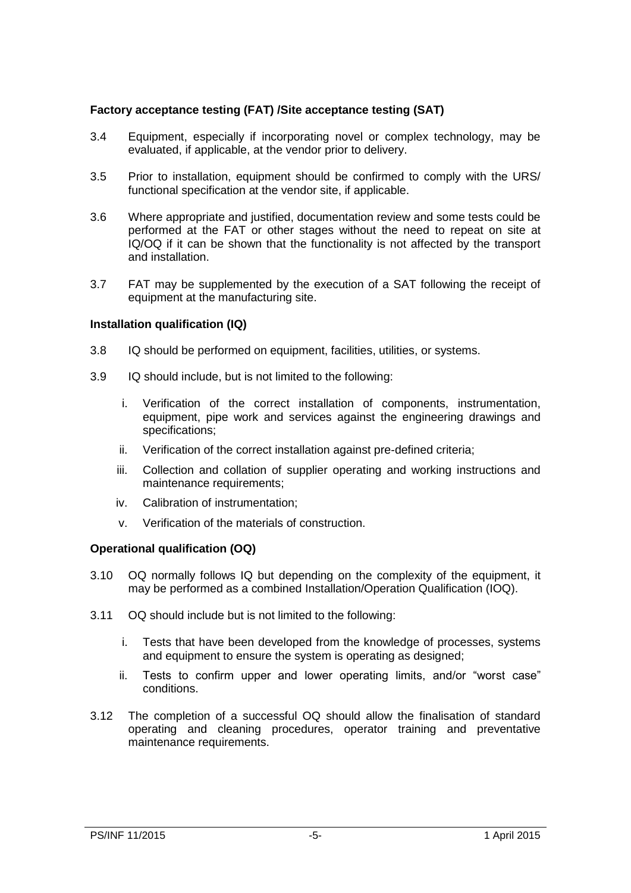**Factory acceptance testing (FAT) /Site acceptance testing (SAT)**

3.4 Equipment, especially if incorporating novel or complex technology, may be evaluated, if applicable, at the vendor prior to delivery.

3.5 Prior to installation, equipment should be confirmed to comply with the URS/ functional specification at the vendor site, if applicable.

3.6 Where appropriate and justified, documentation review and some tests could be performed at the FAT or other stages without the need to repeat on site at IQ/OQ if it can be shown that the functionality is not affected by the transport and installation.

3.7 FAT may be supplemented by the execution of a SAT following the receipt of equipment at the manufacturing site.

**Installation qualification (IQ)**

3.8 IQ should be performed on equipment, facilities, utilities, or systems.

3.9 IQ should include, but is not limited to the following:

i. Verification of the correct installation of components, instrumentation, equipment, pipe work and services against the engineering drawings and specifications;

ii. Verification of the correct installation against pre-defined criteria;

iii. Collection and collation of supplier operating and working instructions and maintenance requirements;

iv. Calibration of instrumentation;

v. Verification of the materials of construction.

**Operational qualification (OQ)**

3.10 OQ normally follows IQ but depending on the complexity of the equipment, it may be performed as a combined Installation/Operation Qualification (IOQ).

3.11 OQ should include but is not limited to the following:

i. Tests that have been developed from the knowledge of processes, systems and equipment to ensure the system is operating as designed;

ii. Tests to confirm upper and lower operating limits, and/or "worst case" conditions.

3.12 The completion of a successful OQ should allow the finalisation of standard operating and cleaning procedures, operator training and preventative maintenance requirements.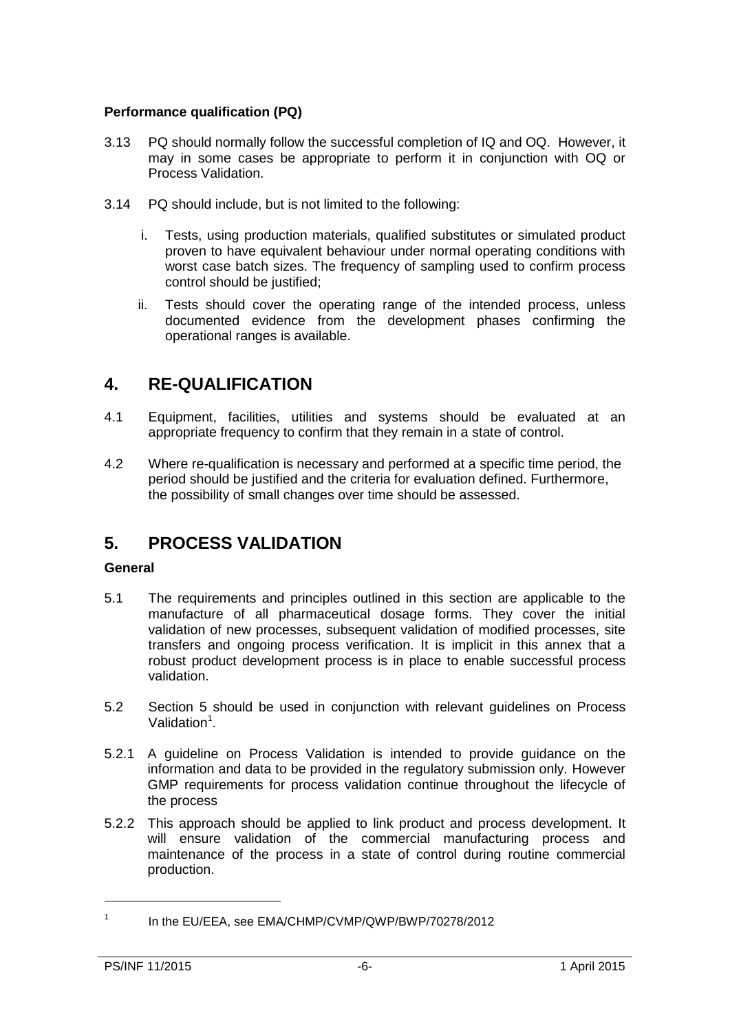**Performance qualification (PQ)**

3.13 PQ should normally follow the successful completion of IQ and OQ. However, it may in some cases be appropriate to perform it in conjunction with OQ or Process Validation.

3.14 PQ should include, but is not limited to the following:

i. Tests, using production materials, qualified substitutes or simulated product proven to have equivalent behaviour under normal operating conditions with worst case batch sizes. The frequency of sampling used to confirm process control should be justified;

ii. Tests should cover the operating range of the intended process, unless documented evidence from the development phases confirming the operational ranges is available.

## 4. RE-QUALIFICATION

4.1 Equipment, facilities, utilities and systems should be evaluated at an appropriate frequency to confirm that they remain in a state of control.

4.2 Where re-qualification is necessary and performed at a specific time period, the period should be justified and the criteria for evaluation defined. Furthermore, the possibility of small changes over time should be assessed.

## 5. PROCESS VALIDATION

**General**

5.1 The requirements and principles outlined in this section are applicable to the manufacture of all pharmaceutical dosage forms. They cover the initial validation of new processes, subsequent validation of modified processes, site transfers and ongoing process verification. It is implicit in this annex that a robust product development process is in place to enable successful process validation.

5.2 Section 5 should be used in conjunction with relevant guidelines on Process Validation[1].

5.2.1 A guideline on Process Validation is intended to provide guidance on the information and data to be provided in the regulatory submission only. However GMP requirements for process validation continue throughout the lifecycle of the process

5.2.2 This approach should be applied to link product and process development. It will ensure validation of the commercial manufacturing process and maintenance of the process in a state of control during routine commercial production.

[1] In the EU/EEA, see EMA/CHMP/CVMP/QWP/BWP/70278/2012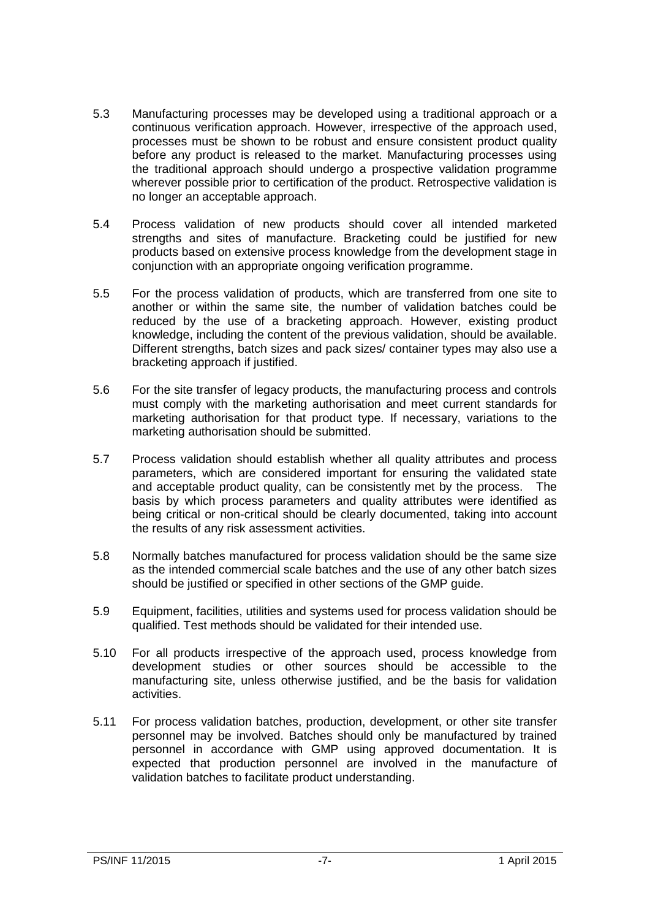5.3 Manufacturing processes may be developed using a traditional approach or a continuous verification approach. However, irrespective of the approach used, processes must be shown to be robust and ensure consistent product quality before any product is released to the market. Manufacturing processes using the traditional approach should undergo a prospective validation programme wherever possible prior to certification of the product. Retrospective validation is no longer an acceptable approach.

5.4 Process validation of new products should cover all intended marketed strengths and sites of manufacture. Bracketing could be justified for new products based on extensive process knowledge from the development stage in conjunction with an appropriate ongoing verification programme.

5.5 For the process validation of products, which are transferred from one site to another or within the same site, the number of validation batches could be reduced by the use of a bracketing approach. However, existing product knowledge, including the content of the previous validation, should be available. Different strengths, batch sizes and pack sizes/ container types may also use a bracketing approach if justified.

5.6 For the site transfer of legacy products, the manufacturing process and controls must comply with the marketing authorisation and meet current standards for marketing authorisation for that product type. If necessary, variations to the marketing authorisation should be submitted.

5.7 Process validation should establish whether all quality attributes and process parameters, which are considered important for ensuring the validated state and acceptable product quality, can be consistently met by the process. The basis by which process parameters and quality attributes were identified as being critical or non-critical should be clearly documented, taking into account the results of any risk assessment activities.

5.8 Normally batches manufactured for process validation should be the same size as the intended commercial scale batches and the use of any other batch sizes should be justified or specified in other sections of the GMP guide.

5.9 Equipment, facilities, utilities and systems used for process validation should be qualified. Test methods should be validated for their intended use.

5.10 For all products irrespective of the approach used, process knowledge from development studies or other sources should be accessible to the manufacturing site, unless otherwise justified, and be the basis for validation activities.

5.11 For process validation batches, production, development, or other site transfer personnel may be involved. Batches should only be manufactured by trained personnel in accordance with GMP using approved documentation. It is expected that production personnel are involved in the manufacture of validation batches to facilitate product understanding.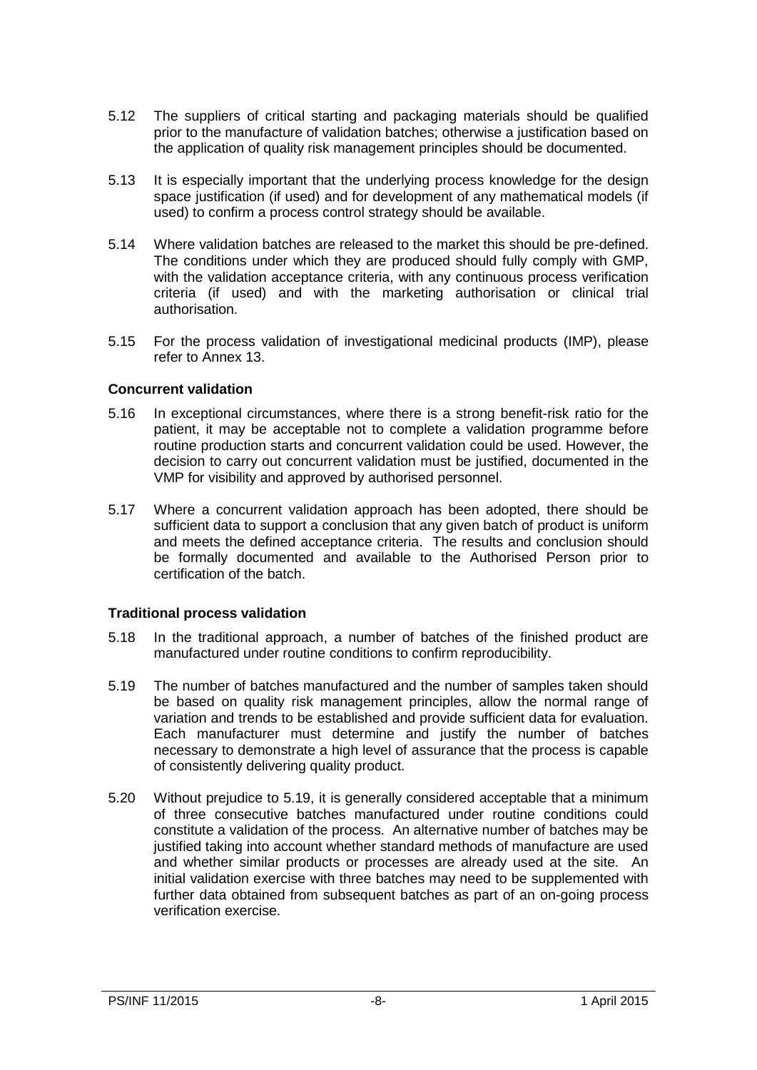5.12 The suppliers of critical starting and packaging materials should be qualified prior to the manufacture of validation batches; otherwise a justification based on the application of quality risk management principles should be documented.

5.13 It is especially important that the underlying process knowledge for the design space justification (if used) and for development of any mathematical models (if used) to confirm a process control strategy should be available.

5.14 Where validation batches are released to the market this should be pre-defined. The conditions under which they are produced should fully comply with GMP, with the validation acceptance criteria, with any continuous process verification criteria (if used) and with the marketing authorisation or clinical trial authorisation.

5.15 For the process validation of investigational medicinal products (IMP), please refer to Annex 13.

**Concurrent validation**

5.16 In exceptional circumstances, where there is a strong benefit-risk ratio for the patient, it may be acceptable not to complete a validation programme before routine production starts and concurrent validation could be used. However, the decision to carry out concurrent validation must be justified, documented in the VMP for visibility and approved by authorised personnel.

5.17 Where a concurrent validation approach has been adopted, there should be sufficient data to support a conclusion that any given batch of product is uniform and meets the defined acceptance criteria. The results and conclusion should be formally documented and available to the Authorised Person prior to certification of the batch.

**Traditional process validation**

5.18 In the traditional approach, a number of batches of the finished product are manufactured under routine conditions to confirm reproducibility.

5.19 The number of batches manufactured and the number of samples taken should be based on quality risk management principles, allow the normal range of variation and trends to be established and provide sufficient data for evaluation. Each manufacturer must determine and justify the number of batches necessary to demonstrate a high level of assurance that the process is capable of consistently delivering quality product.

5.20 Without prejudice to 5.19, it is generally considered acceptable that a minimum of three consecutive batches manufactured under routine conditions could constitute a validation of the process. An alternative number of batches may be justified taking into account whether standard methods of manufacture are used and whether similar products or processes are already used at the site. An initial validation exercise with three batches may need to be supplemented with further data obtained from subsequent batches as part of an on-going process verification exercise.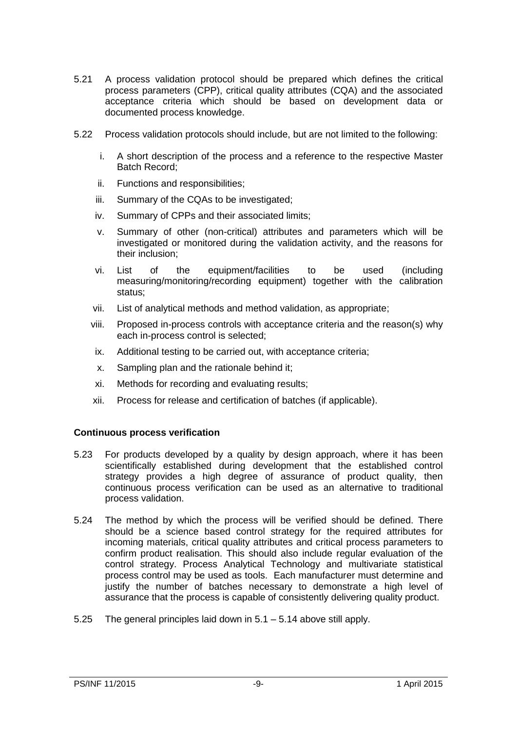5.21 A process validation protocol should be prepared which defines the critical process parameters (CPP), critical quality attributes (CQA) and the associated acceptance criteria which should be based on development data or documented process knowledge.

5.22 Process validation protocols should include, but are not limited to the following:

i. A short description of the process and a reference to the respective Master Batch Record;

ii. Functions and responsibilities;

iii. Summary of the CQAs to be investigated;

iv. Summary of CPPs and their associated limits;

v. Summary of other (non-critical) attributes and parameters which will be investigated or monitored during the validation activity, and the reasons for their inclusion;

vi. List of the equipment/facilities to be used (including measuring/monitoring/recording equipment) together with the calibration status;

vii. List of analytical methods and method validation, as appropriate;

viii. Proposed in-process controls with acceptance criteria and the reason(s) why each in-process control is selected;

ix. Additional testing to be carried out, with acceptance criteria;

x. Sampling plan and the rationale behind it;

xi. Methods for recording and evaluating results;

xii. Process for release and certification of batches (if applicable).

**Continuous process verification**

5.23 For products developed by a quality by design approach, where it has been scientifically established during development that the established control strategy provides a high degree of assurance of product quality, then continuous process verification can be used as an alternative to traditional process validation.

5.24 The method by which the process will be verified should be defined. There should be a science based control strategy for the required attributes for incoming materials, critical quality attributes and critical process parameters to confirm product realisation. This should also include regular evaluation of the control strategy. Process Analytical Technology and multivariate statistical process control may be used as tools. Each manufacturer must determine and justify the number of batches necessary to demonstrate a high level of assurance that the process is capable of consistently delivering quality product.

5.25 The general principles laid down in 5.1 – 5.14 above still apply.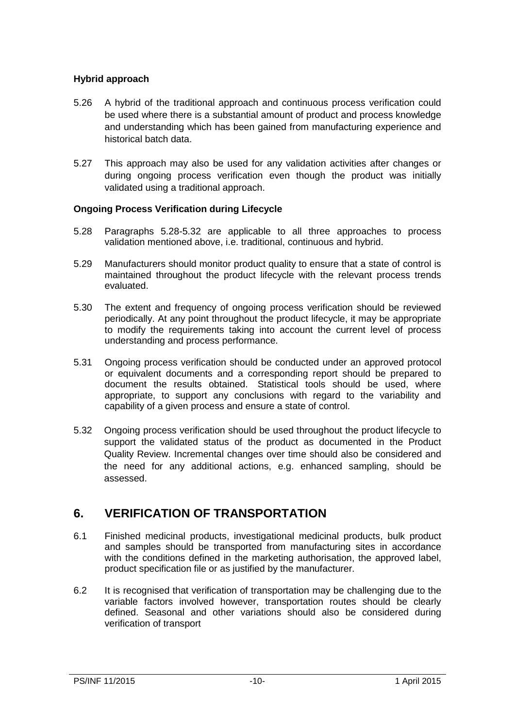**Hybrid approach**

5.26 A hybrid of the traditional approach and continuous process verification could be used where there is a substantial amount of product and process knowledge and understanding which has been gained from manufacturing experience and historical batch data.

5.27 This approach may also be used for any validation activities after changes or during ongoing process verification even though the product was initially validated using a traditional approach.

**Ongoing Process Verification during Lifecycle**

5.28 Paragraphs 5.28-5.32 are applicable to all three approaches to process validation mentioned above, i.e. traditional, continuous and hybrid.

5.29 Manufacturers should monitor product quality to ensure that a state of control is maintained throughout the product lifecycle with the relevant process trends evaluated.

5.30 The extent and frequency of ongoing process verification should be reviewed periodically. At any point throughout the product lifecycle, it may be appropriate to modify the requirements taking into account the current level of process understanding and process performance.

5.31 Ongoing process verification should be conducted under an approved protocol or equivalent documents and a corresponding report should be prepared to document the results obtained. Statistical tools should be used, where appropriate, to support any conclusions with regard to the variability and capability of a given process and ensure a state of control.

5.32 Ongoing process verification should be used throughout the product lifecycle to support the validated status of the product as documented in the Product Quality Review. Incremental changes over time should also be considered and the need for any additional actions, e.g. enhanced sampling, should be assessed.

## 6. VERIFICATION OF TRANSPORTATION

6.1 Finished medicinal products, investigational medicinal products, bulk product and samples should be transported from manufacturing sites in accordance with the conditions defined in the marketing authorisation, the approved label, product specification file or as justified by the manufacturer.

6.2 It is recognised that verification of transportation may be challenging due to the variable factors involved however, transportation routes should be clearly defined. Seasonal and other variations should also be considered during verification of transport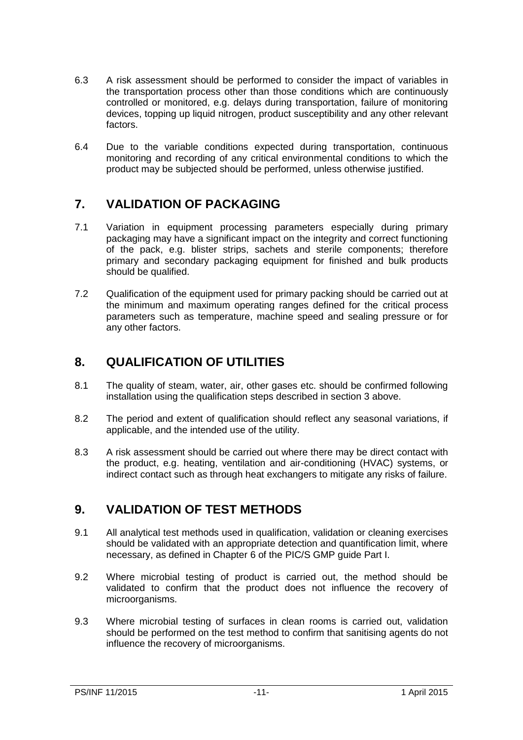6.3 A risk assessment should be performed to consider the impact of variables in the transportation process other than those conditions which are continuously controlled or monitored, e.g. delays during transportation, failure of monitoring devices, topping up liquid nitrogen, product susceptibility and any other relevant factors.

6.4 Due to the variable conditions expected during transportation, continuous monitoring and recording of any critical environmental conditions to which the product may be subjected should be performed, unless otherwise justified.

## 7. VALIDATION OF PACKAGING

7.1 Variation in equipment processing parameters especially during primary packaging may have a significant impact on the integrity and correct functioning of the pack, e.g. blister strips, sachets and sterile components; therefore primary and secondary packaging equipment for finished and bulk products should be qualified.

7.2 Qualification of the equipment used for primary packing should be carried out at the minimum and maximum operating ranges defined for the critical process parameters such as temperature, machine speed and sealing pressure or for any other factors.

## 8. QUALIFICATION OF UTILITIES

8.1 The quality of steam, water, air, other gases etc. should be confirmed following installation using the qualification steps described in section 3 above.

8.2 The period and extent of qualification should reflect any seasonal variations, if applicable, and the intended use of the utility.

8.3 A risk assessment should be carried out where there may be direct contact with the product, e.g. heating, ventilation and air-conditioning (HVAC) systems, or indirect contact such as through heat exchangers to mitigate any risks of failure.

## 9. VALIDATION OF TEST METHODS

9.1 All analytical test methods used in qualification, validation or cleaning exercises should be validated with an appropriate detection and quantification limit, where necessary, as defined in Chapter 6 of the PIC/S GMP guide Part I.

9.2 Where microbial testing of product is carried out, the method should be validated to confirm that the product does not influence the recovery of microorganisms.

9.3 Where microbial testing of surfaces in clean rooms is carried out, validation should be performed on the test method to confirm that sanitising agents do not influence the recovery of microorganisms.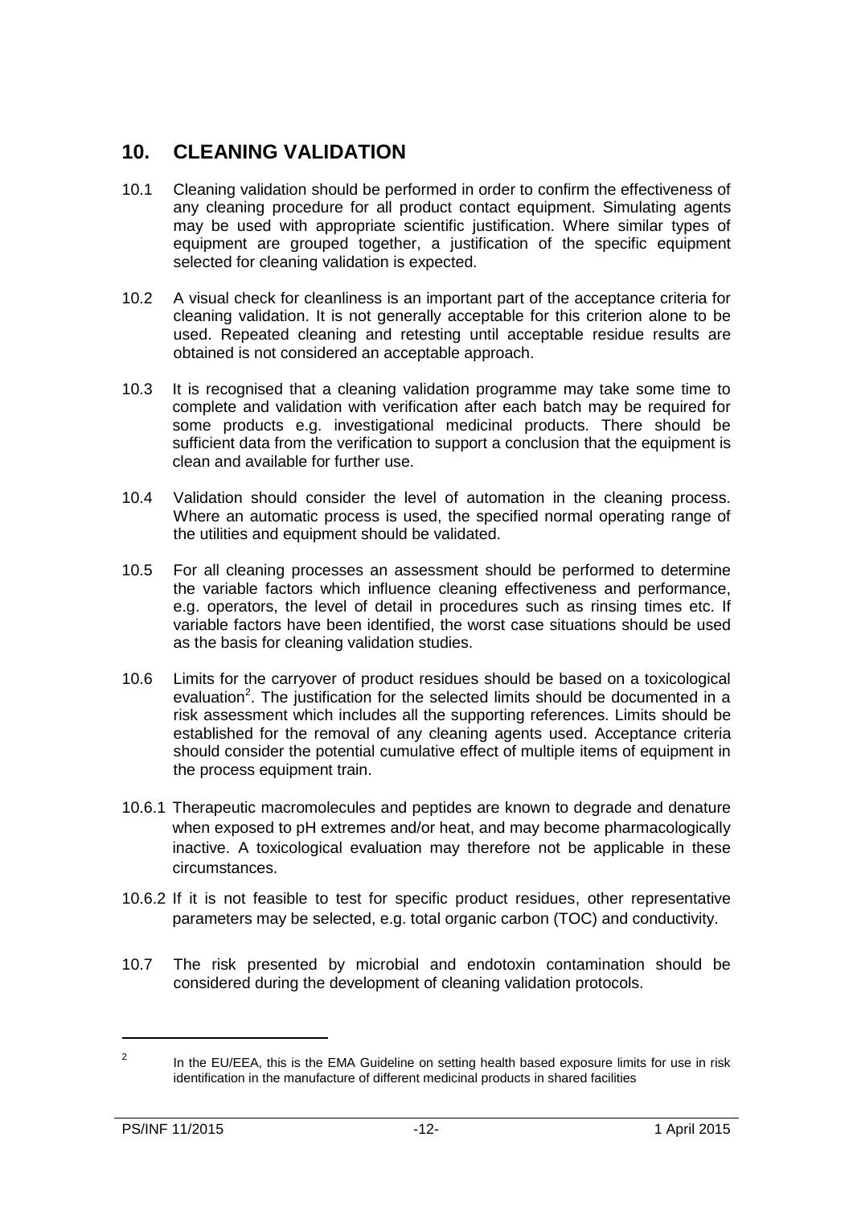## 10. CLEANING VALIDATION

10.1 Cleaning validation should be performed in order to confirm the effectiveness of any cleaning procedure for all product contact equipment. Simulating agents may be used with appropriate scientific justification. Where similar types of equipment are grouped together, a justification of the specific equipment selected for cleaning validation is expected.

10.2 A visual check for cleanliness is an important part of the acceptance criteria for cleaning validation. It is not generally acceptable for this criterion alone to be used. Repeated cleaning and retesting until acceptable residue results are obtained is not considered an acceptable approach.

10.3 It is recognised that a cleaning validation programme may take some time to complete and validation with verification after each batch may be required for some products e.g. investigational medicinal products. There should be sufficient data from the verification to support a conclusion that the equipment is clean and available for further use.

10.4 Validation should consider the level of automation in the cleaning process. Where an automatic process is used, the specified normal operating range of the utilities and equipment should be validated.

10.5 For all cleaning processes an assessment should be performed to determine the variable factors which influence cleaning effectiveness and performance, e.g. operators, the level of detail in procedures such as rinsing times etc. If variable factors have been identified, the worst case situations should be used as the basis for cleaning validation studies.

10.6 Limits for the carryover of product residues should be based on a toxicological evaluation[2]. The justification for the selected limits should be documented in a risk assessment which includes all the supporting references. Limits should be established for the removal of any cleaning agents used. Acceptance criteria should consider the potential cumulative effect of multiple items of equipment in the process equipment train.

10.6.1 Therapeutic macromolecules and peptides are known to degrade and denature when exposed to pH extremes and/or heat, and may become pharmacologically inactive. A toxicological evaluation may therefore not be applicable in these circumstances.

10.6.2 If it is not feasible to test for specific product residues, other representative parameters may be selected, e.g. total organic carbon (TOC) and conductivity.

10.7 The risk presented by microbial and endotoxin contamination should be considered during the development of cleaning validation protocols.

---

[2] In the EU/EEA, this is the EMA Guideline on setting health based exposure limits for use in risk identification in the manufacture of different medicinal products in shared facilities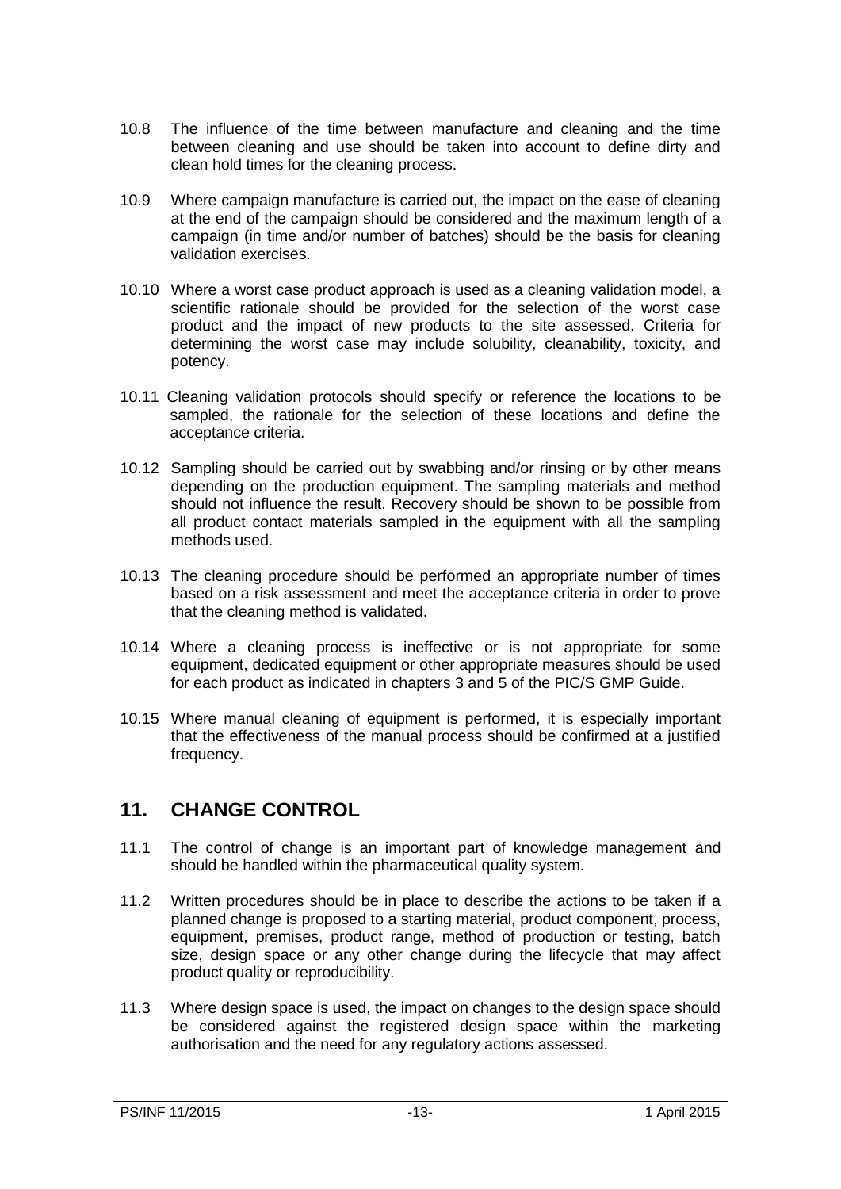10.8 The influence of the time between manufacture and cleaning and the time between cleaning and use should be taken into account to define dirty and clean hold times for the cleaning process.

10.9 Where campaign manufacture is carried out, the impact on the ease of cleaning at the end of the campaign should be considered and the maximum length of a campaign (in time and/or number of batches) should be the basis for cleaning validation exercises.

10.10 Where a worst case product approach is used as a cleaning validation model, a scientific rationale should be provided for the selection of the worst case product and the impact of new products to the site assessed. Criteria for determining the worst case may include solubility, cleanability, toxicity, and potency.

10.11 Cleaning validation protocols should specify or reference the locations to be sampled, the rationale for the selection of these locations and define the acceptance criteria.

10.12 Sampling should be carried out by swabbing and/or rinsing or by other means depending on the production equipment. The sampling materials and method should not influence the result. Recovery should be shown to be possible from all product contact materials sampled in the equipment with all the sampling methods used.

10.13 The cleaning procedure should be performed an appropriate number of times based on a risk assessment and meet the acceptance criteria in order to prove that the cleaning method is validated.

10.14 Where a cleaning process is ineffective or is not appropriate for some equipment, dedicated equipment or other appropriate measures should be used for each product as indicated in chapters 3 and 5 of the PIC/S GMP Guide.

10.15 Where manual cleaning of equipment is performed, it is especially important that the effectiveness of the manual process should be confirmed at a justified frequency.

## 11. CHANGE CONTROL

11.1 The control of change is an important part of knowledge management and should be handled within the pharmaceutical quality system.

11.2 Written procedures should be in place to describe the actions to be taken if a planned change is proposed to a starting material, product component, process, equipment, premises, product range, method of production or testing, batch size, design space or any other change during the lifecycle that may affect product quality or reproducibility.

11.3 Where design space is used, the impact on changes to the design space should be considered against the registered design space within the marketing authorisation and the need for any regulatory actions assessed.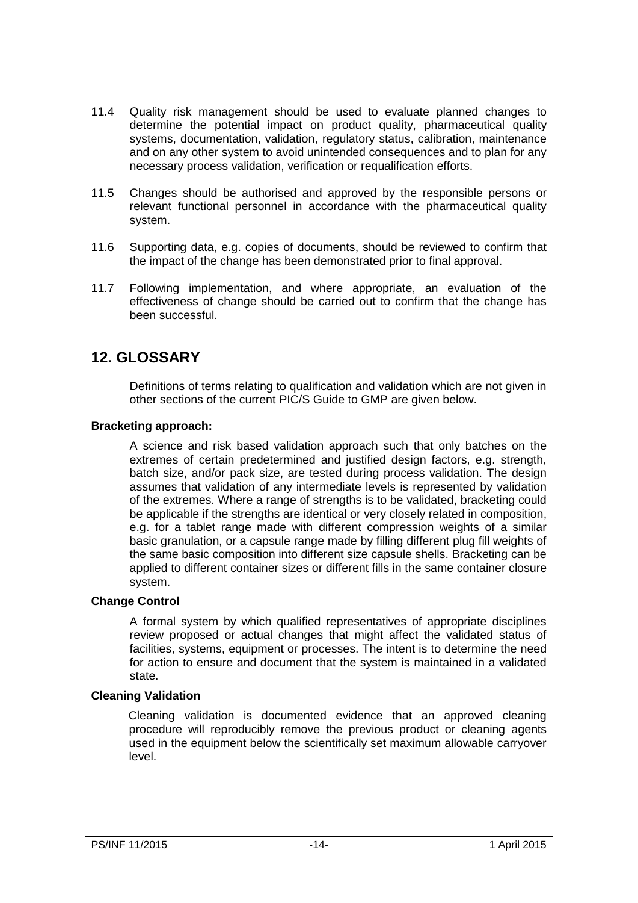11.4 Quality risk management should be used to evaluate planned changes to determine the potential impact on product quality, pharmaceutical quality systems, documentation, validation, regulatory status, calibration, maintenance and on any other system to avoid unintended consequences and to plan for any necessary process validation, verification or requalification efforts.

11.5 Changes should be authorised and approved by the responsible persons or relevant functional personnel in accordance with the pharmaceutical quality system.

11.6 Supporting data, e.g. copies of documents, should be reviewed to confirm that the impact of the change has been demonstrated prior to final approval.

11.7 Following implementation, and where appropriate, an evaluation of the effectiveness of change should be carried out to confirm that the change has been successful.

## 12. GLOSSARY

Definitions of terms relating to qualification and validation which are not given in other sections of the current PIC/S Guide to GMP are given below.

**Bracketing approach:**

A science and risk based validation approach such that only batches on the extremes of certain predetermined and justified design factors, e.g. strength, batch size, and/or pack size, are tested during process validation. The design assumes that validation of any intermediate levels is represented by validation of the extremes. Where a range of strengths is to be validated, bracketing could be applicable if the strengths are identical or very closely related in composition, e.g. for a tablet range made with different compression weights of a similar basic granulation, or a capsule range made by filling different plug fill weights of the same basic composition into different size capsule shells. Bracketing can be applied to different container sizes or different fills in the same container closure system.

**Change Control**

A formal system by which qualified representatives of appropriate disciplines review proposed or actual changes that might affect the validated status of facilities, systems, equipment or processes. The intent is to determine the need for action to ensure and document that the system is maintained in a validated state.

**Cleaning Validation**

Cleaning validation is documented evidence that an approved cleaning procedure will reproducibly remove the previous product or cleaning agents used in the equipment below the scientifically set maximum allowable carryover level.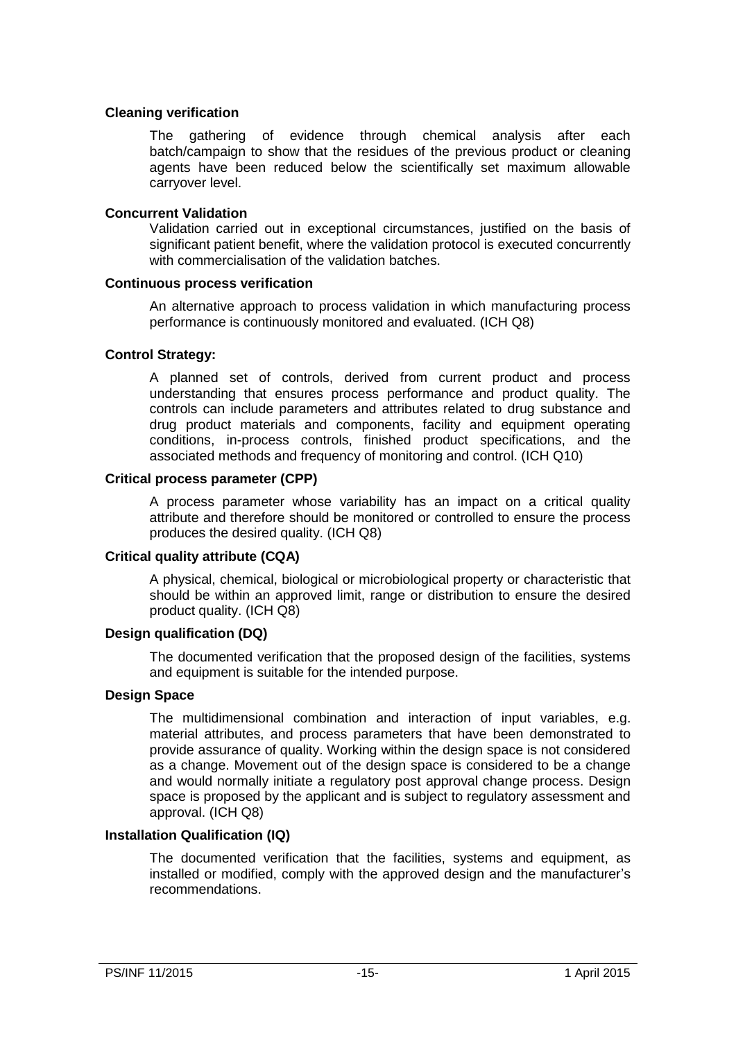**Cleaning verification**

The gathering of evidence through chemical analysis after each batch/campaign to show that the residues of the previous product or cleaning agents have been reduced below the scientifically set maximum allowable carryover level.

**Concurrent Validation**

Validation carried out in exceptional circumstances, justified on the basis of significant patient benefit, where the validation protocol is executed concurrently with commercialisation of the validation batches.

**Continuous process verification**

An alternative approach to process validation in which manufacturing process performance is continuously monitored and evaluated. (ICH Q8)

**Control Strategy:**

A planned set of controls, derived from current product and process understanding that ensures process performance and product quality. The controls can include parameters and attributes related to drug substance and drug product materials and components, facility and equipment operating conditions, in-process controls, finished product specifications, and the associated methods and frequency of monitoring and control. (ICH Q10)

**Critical process parameter (CPP)**

A process parameter whose variability has an impact on a critical quality attribute and therefore should be monitored or controlled to ensure the process produces the desired quality. (ICH Q8)

**Critical quality attribute (CQA)**

A physical, chemical, biological or microbiological property or characteristic that should be within an approved limit, range or distribution to ensure the desired product quality. (ICH Q8)

**Design qualification (DQ)**

The documented verification that the proposed design of the facilities, systems and equipment is suitable for the intended purpose.

**Design Space**

The multidimensional combination and interaction of input variables, e.g. material attributes, and process parameters that have been demonstrated to provide assurance of quality. Working within the design space is not considered as a change. Movement out of the design space is considered to be a change and would normally initiate a regulatory post approval change process. Design space is proposed by the applicant and is subject to regulatory assessment and approval. (ICH Q8)

**Installation Qualification (IQ)**

The documented verification that the facilities, systems and equipment, as installed or modified, comply with the approved design and the manufacturer's recommendations.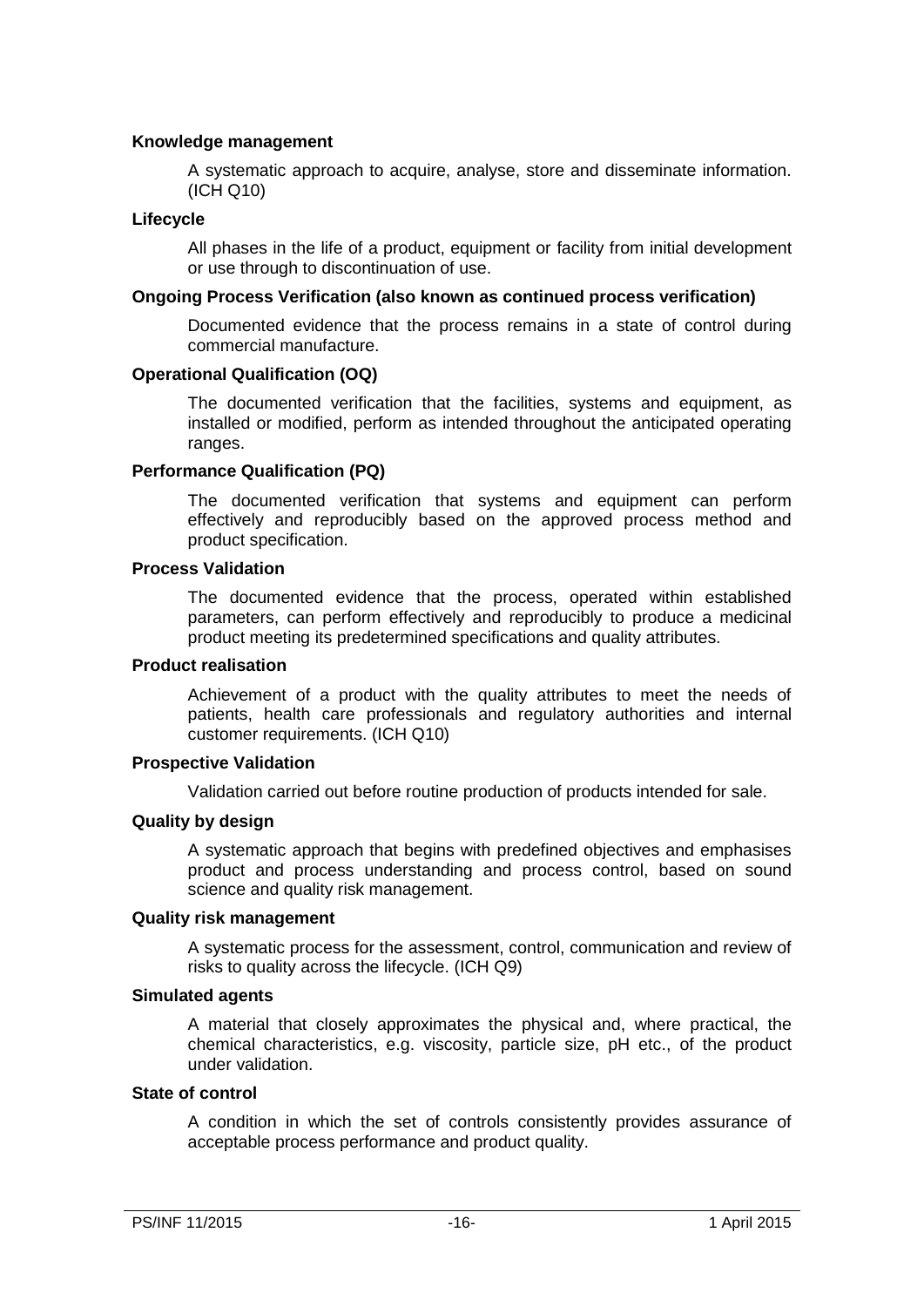**Knowledge management**

A systematic approach to acquire, analyse, store and disseminate information. (ICH Q10)

**Lifecycle**

All phases in the life of a product, equipment or facility from initial development or use through to discontinuation of use.

**Ongoing Process Verification (also known as continued process verification)**

Documented evidence that the process remains in a state of control during commercial manufacture.

**Operational Qualification (OQ)**

The documented verification that the facilities, systems and equipment, as installed or modified, perform as intended throughout the anticipated operating ranges.

**Performance Qualification (PQ)**

The documented verification that systems and equipment can perform effectively and reproducibly based on the approved process method and product specification.

**Process Validation**

The documented evidence that the process, operated within established parameters, can perform effectively and reproducibly to produce a medicinal product meeting its predetermined specifications and quality attributes.

**Product realisation**

Achievement of a product with the quality attributes to meet the needs of patients, health care professionals and regulatory authorities and internal customer requirements. (ICH Q10)

**Prospective Validation**

Validation carried out before routine production of products intended for sale.

**Quality by design**

A systematic approach that begins with predefined objectives and emphasises product and process understanding and process control, based on sound science and quality risk management.

**Quality risk management**

A systematic process for the assessment, control, communication and review of risks to quality across the lifecycle. (ICH Q9)

**Simulated agents**

A material that closely approximates the physical and, where practical, the chemical characteristics, e.g. viscosity, particle size, pH etc., of the product under validation.

**State of control**

A condition in which the set of controls consistently provides assurance of acceptable process performance and product quality.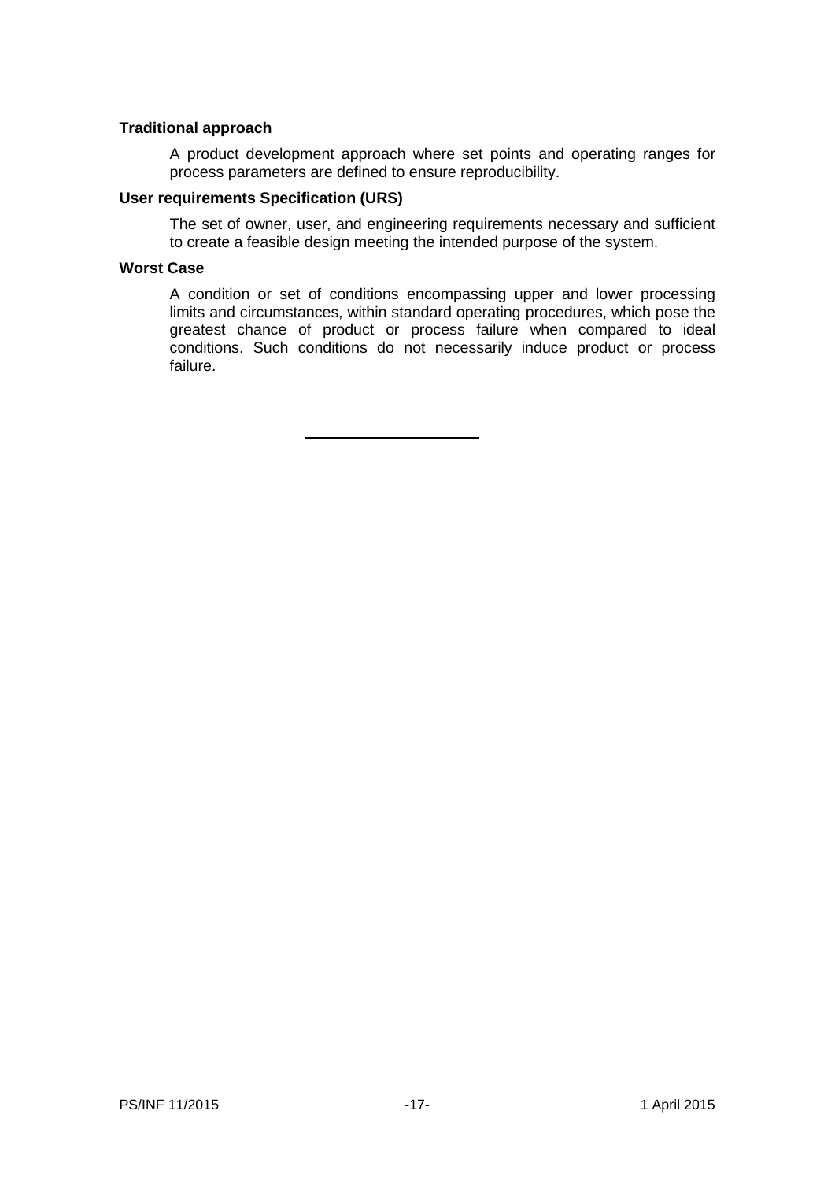**Traditional approach**

A product development approach where set points and operating ranges for process parameters are defined to ensure reproducibility.

**User requirements Specification (URS)**

The set of owner, user, and engineering requirements necessary and sufficient to create a feasible design meeting the intended purpose of the system.

**Worst Case**

A condition or set of conditions encompassing upper and lower processing limits and circumstances, within standard operating procedures, which pose the greatest chance of product or process failure when compared to ideal conditions. Such conditions do not necessarily induce product or process failure.

---